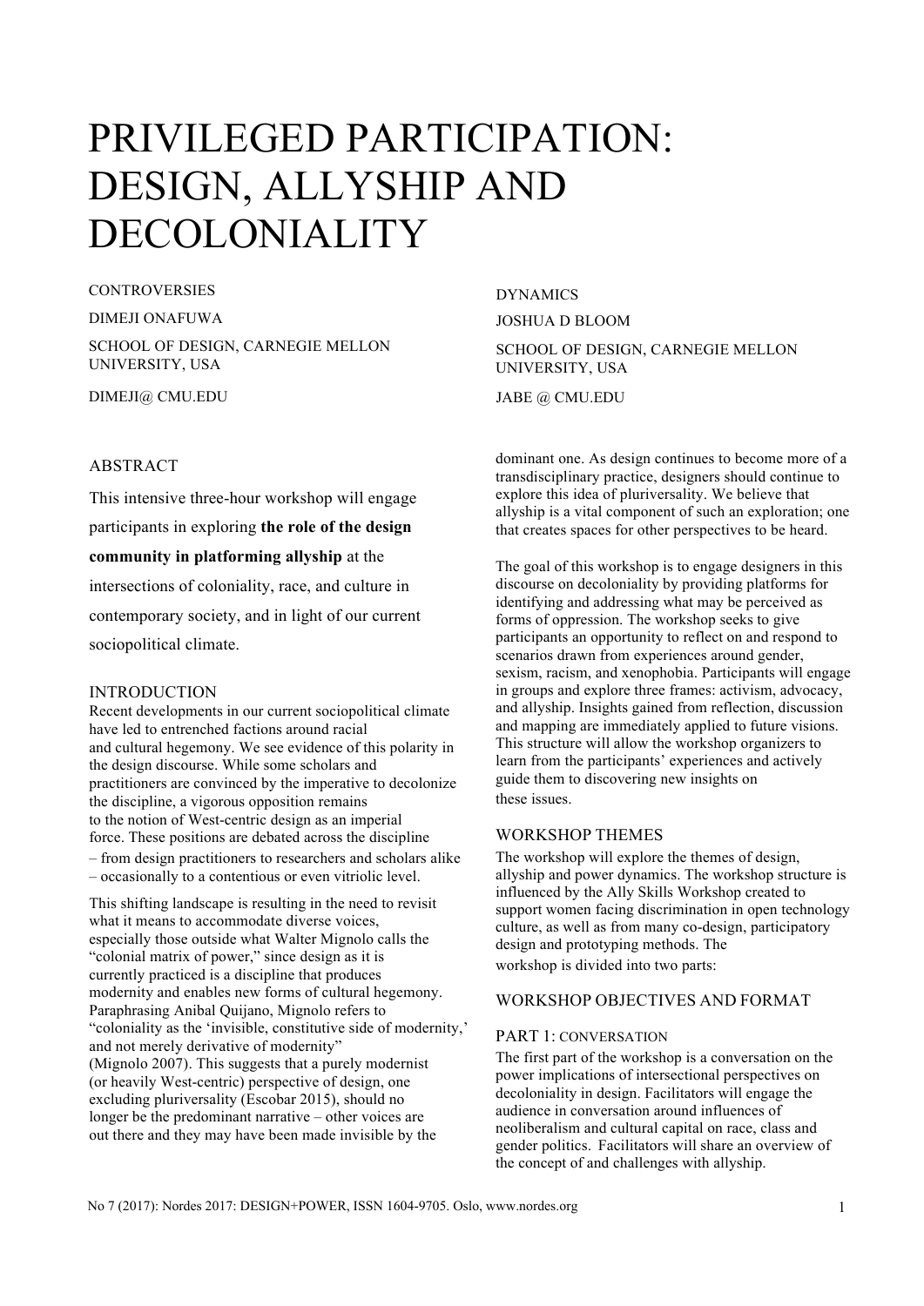# PRIVILEGED PARTICIPATION: DESIGN, ALLYSHIP AND DECOLONIALITY

CONTROVERSIES

DIMEJI ONAFUWA

SCHOOL OF DESIGN, CARNEGIE MELLON UNIVERSITY, USA

DIMEJI@ CMU.EDU

DYNAMICS

JOSHUA D BLOOM

SCHOOL OF DESIGN, CARNEGIE MELLON UNIVERSITY, USA

JABE @ CMU.EDU

## ABSTRACT

This intensive three-hour workshop will engage participants in exploring **the role of the design community in platforming allyship** at the intersections of coloniality, race, and culture in contemporary society, and in light of our current sociopolitical climate.

## INTRODUCTION

Recent developments in our current sociopolitical climate have led to entrenched factions around racial and cultural hegemony. We see evidence of this polarity in the design discourse. While some scholars and practitioners are convinced by the imperative to decolonize the discipline, a vigorous opposition remains to the notion of West-centric design as an imperial force. These positions are debated across the discipline – from design practitioners to researchers and scholars alike – occasionally to a contentious or even vitriolic level.

This shifting landscape is resulting in the need to revisit what it means to accommodate diverse voices, especially those outside what Walter Mignolo calls the "colonial matrix of power," since design as it is currently practiced is a discipline that produces modernity and enables new forms of cultural hegemony. Paraphrasing Anibal Quijano, Mignolo refers to "coloniality as the 'invisible, constitutive side of modernity,' and not merely derivative of modernity" (Mignolo 2007). This suggests that a purely modernist (or heavily West-centric) perspective of design, one excluding pluriversality (Escobar 2015), should no longer be the predominant narrative – other voices are out there and they may have been made invisible by the dominant one. As design continues to become more of a transdisciplinary practice, designers should continue to explore this idea of pluriversality. We believe that allyship is a vital component of such an exploration; one that creates spaces for other perspectives to be heard.

The goal of this workshop is to engage designers in this discourse on decoloniality by providing platforms for identifying and addressing what may be perceived as forms of oppression. The workshop seeks to give participants an opportunity to reflect on and respond to scenarios drawn from experiences around gender, sexism, racism, and xenophobia. Participants will engage in groups and explore three frames: activism, advocacy, and allyship. Insights gained from reflection, discussion and mapping are immediately applied to future visions. This structure will allow the workshop organizers to learn from the participants' experiences and actively guide them to discovering new insights on these issues.

## WORKSHOP THEMES

The workshop will explore the themes of design, allyship and power dynamics. The workshop structure is influenced by the Ally Skills Workshop created to support women facing discrimination in open technology culture, as well as from many co-design, participatory design and prototyping methods. The workshop is divided into two parts:

## WORKSHOP OBJECTIVES AND FORMAT

### PART 1: CONVERSATION

The first part of the workshop is a conversation on the power implications of intersectional perspectives on decoloniality in design. Facilitators will engage the audience in conversation around influences of neoliberalism and cultural capital on race, class and gender politics. Facilitators will share an overview of the concept of and challenges with allyship.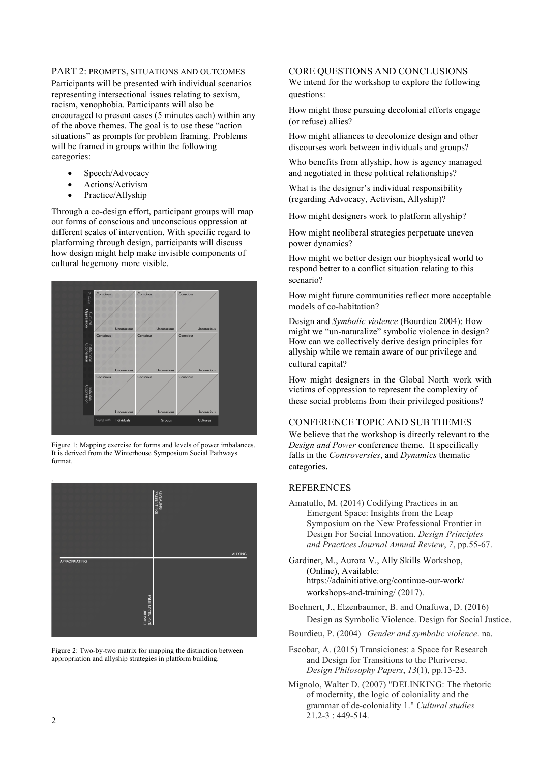## PART 2: PROMPTS, SITUATIONS AND OUTCOMES

Participants will be presented with individual scenarios representing intersectional issues relating to sexism, racism, xenophobia. Participants will also be encouraged to present cases (5 minutes each) within any of the above themes. The goal is to use these "action situations" as prompts for problem framing. Problems will be framed in groups within the following categories:

- Speech/Advocacy
- Actions/Activism
- Practice/Allyship

Through a co-design effort, participant groups will map out forms of conscious and unconscious oppression at different scales of intervention. With specific regard to platforming through design, participants will discuss how design might help make invisible components of cultural hegemony more visible.

To Focus
Cultural Oppression
Institutional Oppression
Individual Oppression
Conscious
Unconscious
Allying with: Individuals
Groups
Cultures

Figure 1: Mapping exercise for forms and levels of power imbalances. It is derived from the Winterhouse Symposium Social Pathways format.

REVEALING (PRESENTING)
APPROPRIATING
ALLYING
ERASURE (UN-PRESENTING)

Figure 2: Two-by-two matrix for mapping the distinction between appropriation and allyship strategies in platform building.

## CORE QUESTIONS AND CONCLUSIONS

We intend for the workshop to explore the following questions:

How might those pursuing decolonial efforts engage (or refuse) allies?

How might alliances to decolonize design and other discourses work between individuals and groups?

Who benefits from allyship, how is agency managed and negotiated in these political relationships?

What is the designer's individual responsibility (regarding Advocacy, Activism, Allyship)?

How might designers work to platform allyship?

How might neoliberal strategies perpetuate uneven power dynamics?

How might we better design our biophysical world to respond better to a conflict situation relating to this scenario?

How might future communities reflect more acceptable models of co-habitation?

Design and *Symbolic violence* (Bourdieu 2004): How might we "un-naturalize" symbolic violence in design? How can we collectively derive design principles for allyship while we remain aware of our privilege and cultural capital?

How might designers in the Global North work with victims of oppression to represent the complexity of these social problems from their privileged positions?

## CONFERENCE TOPIC AND SUB THEMES

We believe that the workshop is directly relevant to the *Design and Power* conference theme. It specifically falls in the *Controversies*, and *Dynamics* thematic categories.

## REFERENCES

Amatullo, M. (2014) Codifying Practices in an Emergent Space: Insights from the Leap Symposium on the New Professional Frontier in Design For Social Innovation. *Design Principles and Practices Journal Annual Review*, *7*, pp.55-67.

Gardiner, M., Aurora V., Ally Skills Workshop, (Online), Available: https://adainitiative.org/continue-our-work/workshops-and-training/ (2017).

Boehnert, J., Elzenbaumer, B. and Onafuwa, D. (2016) Design as Symbolic Violence. Design for Social Justice.

Bourdieu, P. (2004) *Gender and symbolic violence*. na.

Escobar, A. (2015) Transiciones: a Space for Research and Design for Transitions to the Pluriverse. *Design Philosophy Papers*, *13*(1), pp.13-23.

Mignolo, Walter D. (2007) "DELINKING: The rhetoric of modernity, the logic of coloniality and the grammar of de-coloniality 1." *Cultural studies* 21.2-3 : 449-514.